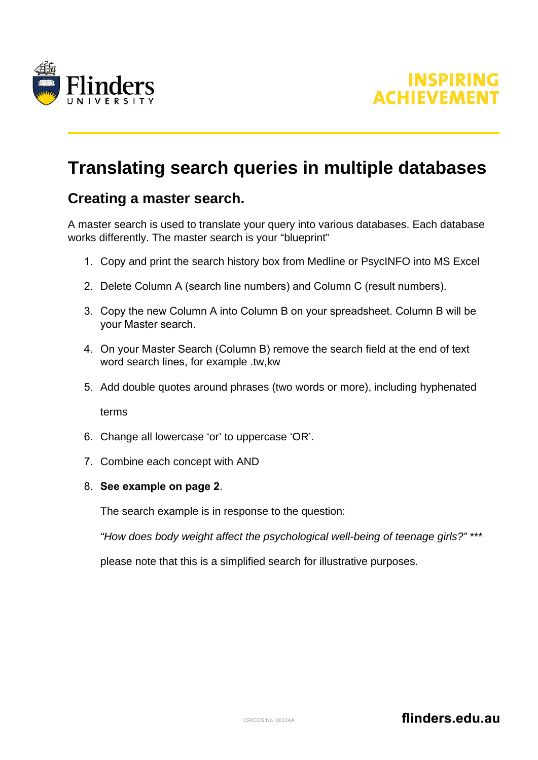# Translating search queries in multiple databases

## Creating a master search.

A master search is used to translate your query into various databases. Each database works differently. The master search is your "blueprint"

1. Copy and print the search history box from Medline or PsycINFO into MS Excel
2. Delete Column A (search line numbers) and Column C (result numbers).
3. Copy the new Column A into Column B on your spreadsheet. Column B will be your Master search.
4. On your Master Search (Column B) remove the search field at the end of text word search lines, for example .tw,kw
5. Add double quotes around phrases (two words or more), including hyphenated

   terms
6. Change all lowercase 'or' to uppercase 'OR'.
7. Combine each concept with AND
8. **See example on page 2**.

   The search example is in response to the question:

   *"How does body weight affect the psychological well-being of teenage girls?"* ***

   please note that this is a simplified search for illustrative purposes.

CRICOS No. 00114A

**flinders.edu.au**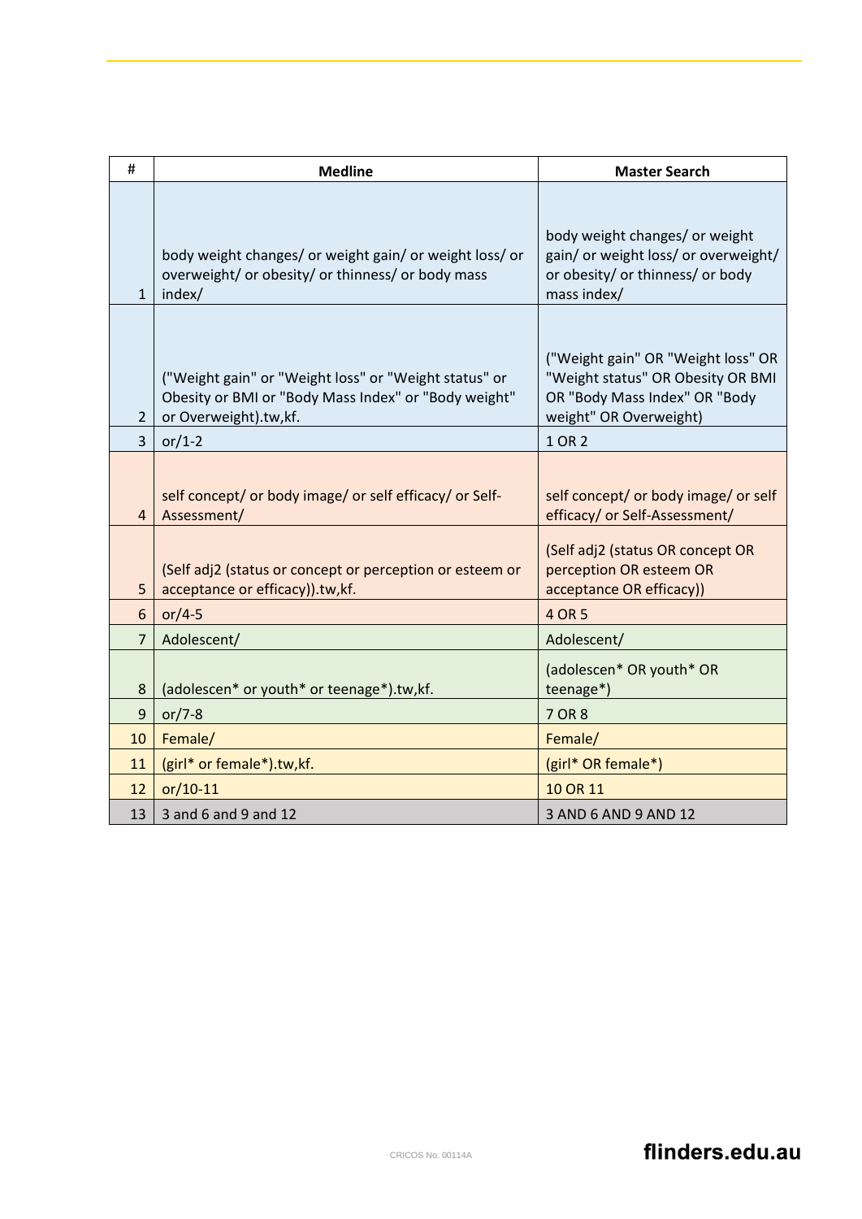| # | Medline | Master Search |
|---|---|---|
| 1 | body weight changes/ or weight gain/ or weight loss/ or overweight/ or obesity/ or thinness/ or body mass index/ | body weight changes/ or weight gain/ or weight loss/ or overweight/ or obesity/ or thinness/ or body mass index/ |
| 2 | ("Weight gain" or "Weight loss" or "Weight status" or Obesity or BMI or "Body Mass Index" or "Body weight" or Overweight).tw,kf. | ("Weight gain" OR "Weight loss" OR "Weight status" OR Obesity OR BMI OR "Body Mass Index" OR "Body weight" OR Overweight) |
| 3 | or/1-2 | 1 OR 2 |
| 4 | self concept/ or body image/ or self efficacy/ or Self-Assessment/ | self concept/ or body image/ or self efficacy/ or Self-Assessment/ |
| 5 | (Self adj2 (status or concept or perception or esteem or acceptance or efficacy)).tw,kf. | (Self adj2 (status OR concept OR perception OR esteem OR acceptance OR efficacy)) |
| 6 | or/4-5 | 4 OR 5 |
| 7 | Adolescent/ | Adolescent/ |
| 8 | (adolescen* or youth* or teenage*).tw,kf. | (adolescen* OR youth* OR teenage*) |
| 9 | or/7-8 | 7 OR 8 |
| 10 | Female/ | Female/ |
| 11 | (girl* or female*).tw,kf. | (girl* OR female*) |
| 12 | or/10-11 | 10 OR 11 |
| 13 | 3 and 6 and 9 and 12 | 3 AND 6 AND 9 AND 12 |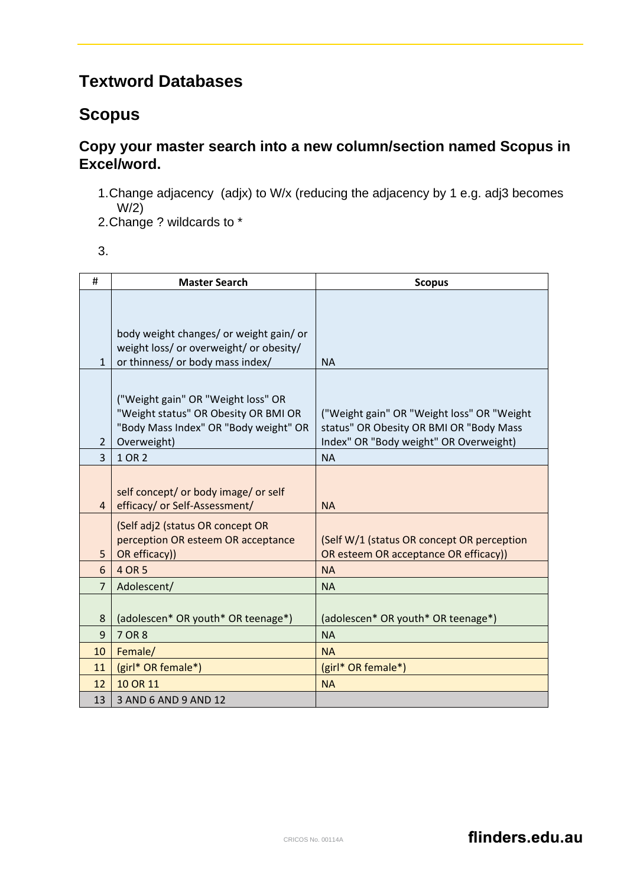# Textword Databases

## Scopus

### Copy your master search into a new column/section named Scopus in Excel/word.

1. Change adjacency  (adjx) to W/x (reducing the adjacency by 1 e.g. adj3 becomes W/2)
2. Change ? wildcards to *
3. 

| # | Master Search | Scopus |
|---|---|---|
| 1 | body weight changes/ or weight gain/ or weight loss/ or overweight/ or obesity/ or thinness/ or body mass index/ | NA |
| 2 | ("Weight gain" OR "Weight loss" OR "Weight status" OR Obesity OR BMI OR "Body Mass Index" OR "Body weight" OR Overweight) | ("Weight gain" OR "Weight loss" OR "Weight status" OR Obesity OR BMI OR "Body Mass Index" OR "Body weight" OR Overweight) |
| 3 | 1 OR 2 | NA |
| 4 | self concept/ or body image/ or self efficacy/ or Self-Assessment/ | NA |
| 5 | (Self adj2 (status OR concept OR perception OR esteem OR acceptance OR efficacy)) | (Self W/1 (status OR concept OR perception OR esteem OR acceptance OR efficacy)) |
| 6 | 4 OR 5 | NA |
| 7 | Adolescent/ | NA |
| 8 | (adolescen* OR youth* OR teenage*) | (adolescen* OR youth* OR teenage*) |
| 9 | 7 OR 8 | NA |
| 10 | Female/ | NA |
| 11 | (girl* OR female*) | (girl* OR female*) |
| 12 | 10 OR 11 | NA |
| 13 | 3 AND 6 AND 9 AND 12 | |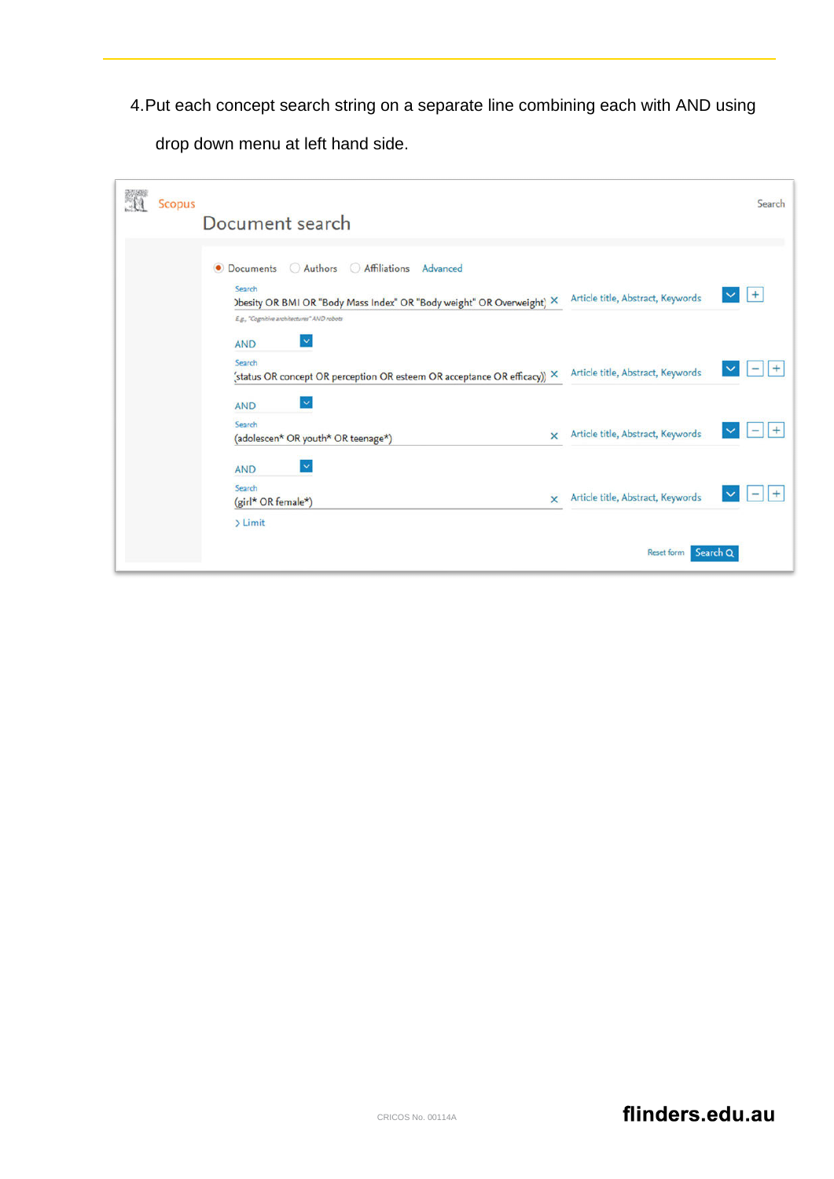4. Put each concept search string on a separate line combining each with AND using drop down menu at left hand side.

Scopus

Search

Document search

Documents   Authors   Affiliations   Advanced

Search
Obesity OR BMI OR "Body Mass Index" OR "Body weight" OR Overweight) — Article title, Abstract, Keywords

E.g., "Cognitive architectures" AND robots

AND

Search
(status OR concept OR perception OR esteem OR acceptance OR efficacy)) — Article title, Abstract, Keywords

AND

Search
(adolescen* OR youth* OR teenage*) — Article title, Abstract, Keywords

AND

Search
(girl* OR female*) — Article title, Abstract, Keywords

> Limit

Reset form   Search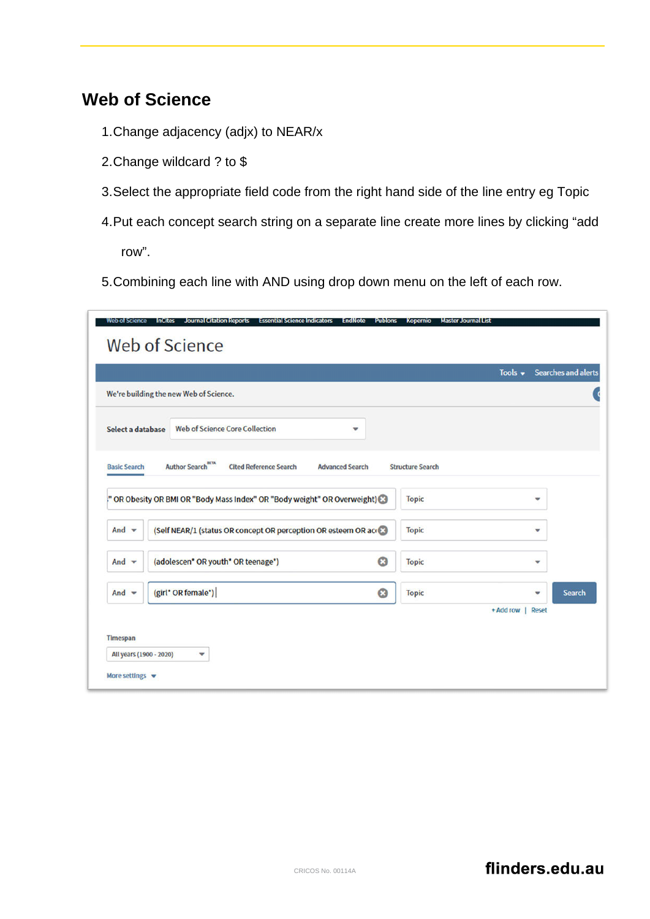## Web of Science

1. Change adjacency (adjx) to NEAR/x
2. Change wildcard ? to $
3. Select the appropriate field code from the right hand side of the line entry eg Topic
4. Put each concept search string on a separate line create more lines by clicking “add row”.
5. Combining each line with AND using drop down menu on the left of each row.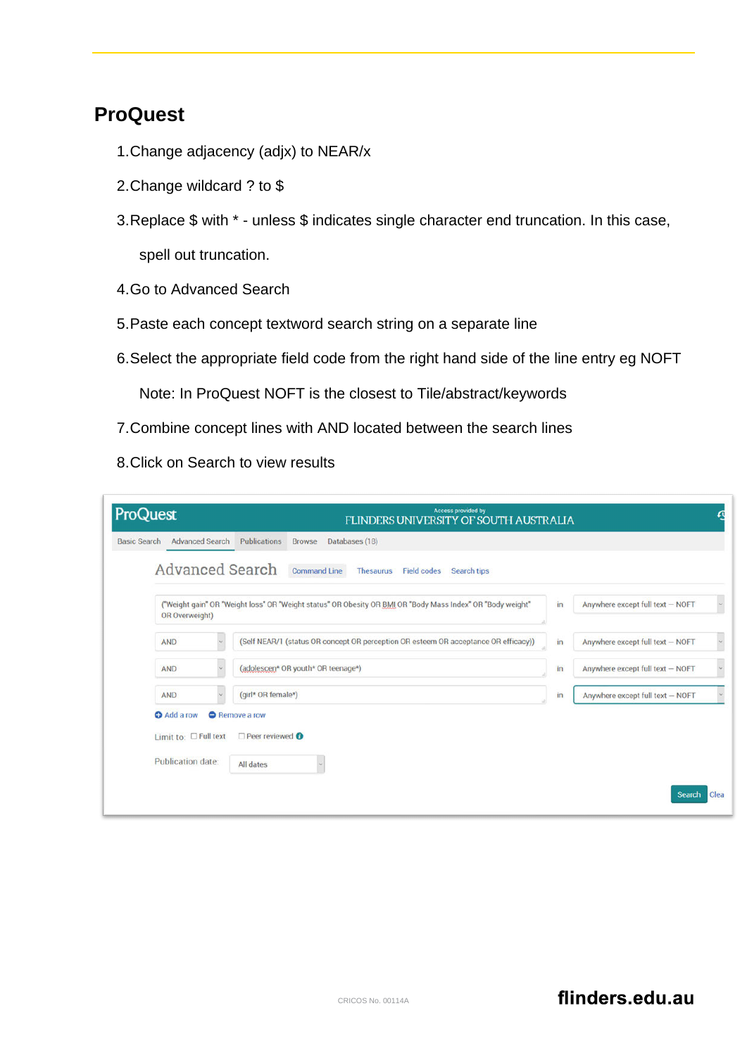## ProQuest

1. Change adjacency (adjx) to NEAR/x
2. Change wildcard ? to $
3. Replace $ with * - unless $ indicates single character end truncation. In this case, spell out truncation.
4. Go to Advanced Search
5. Paste each concept textword search string on a separate line
6. Select the appropriate field code from the right hand side of the line entry eg NOFT

   Note: In ProQuest NOFT is the closest to Tile/abstract/keywords
7. Combine concept lines with AND located between the search lines
8. Click on Search to view results

ProQuest — Access provided by FLINDERS UNIVERSITY OF SOUTH AUSTRALIA

Basic Search | Advanced Search | Publications | Browse | Databases (18)

Advanced Search — Command Line | Thesaurus | Field codes | Search tips

| | Search terms | | Field |
|---|---|---|---|
| | ("Weight gain" OR "Weight loss" OR "Weight status" OR Obesity OR BMI OR "Body Mass Index" OR "Body weight" OR Overweight) | in | Anywhere except full text – NOFT |
| AND | (Self NEAR/1 (status OR concept OR perception OR esteem OR acceptance OR efficacy)) | in | Anywhere except full text – NOFT |
| AND | (adolescen* OR youth* OR teenage*) | in | Anywhere except full text – NOFT |
| AND | (girl* OR female*) | in | Anywhere except full text – NOFT |

Add a row | Remove a row

Limit to: Full text | Peer reviewed

Publication date: All dates

Search | Clea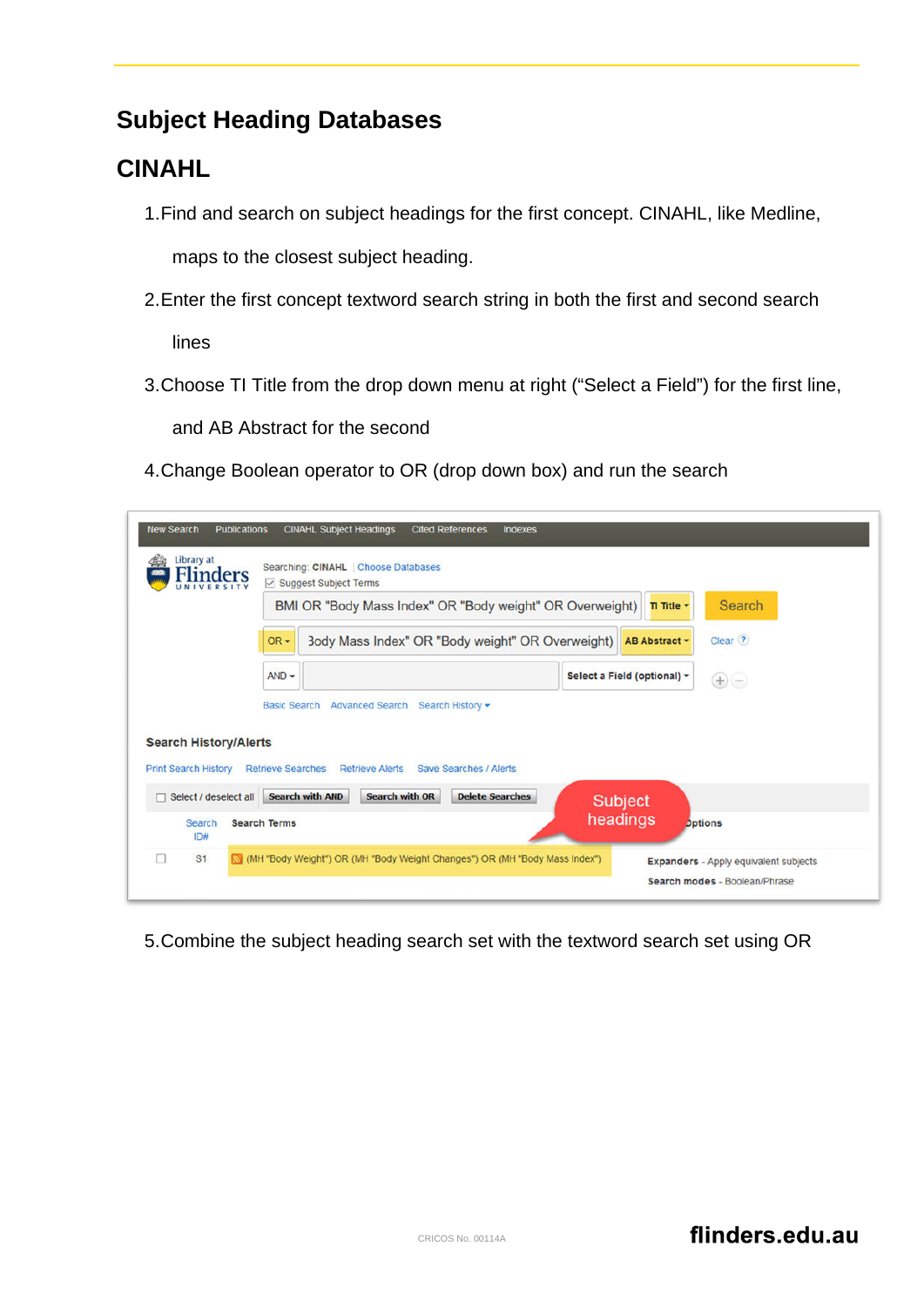# Subject Heading Databases

## CINAHL

1. Find and search on subject headings for the first concept. CINAHL, like Medline, maps to the closest subject heading.
2. Enter the first concept textword search string in both the first and second search lines
3. Choose TI Title from the drop down menu at right ("Select a Field") for the first line, and AB Abstract for the second
4. Change Boolean operator to OR (drop down box) and run the search

5. Combine the subject heading search set with the textword search set using OR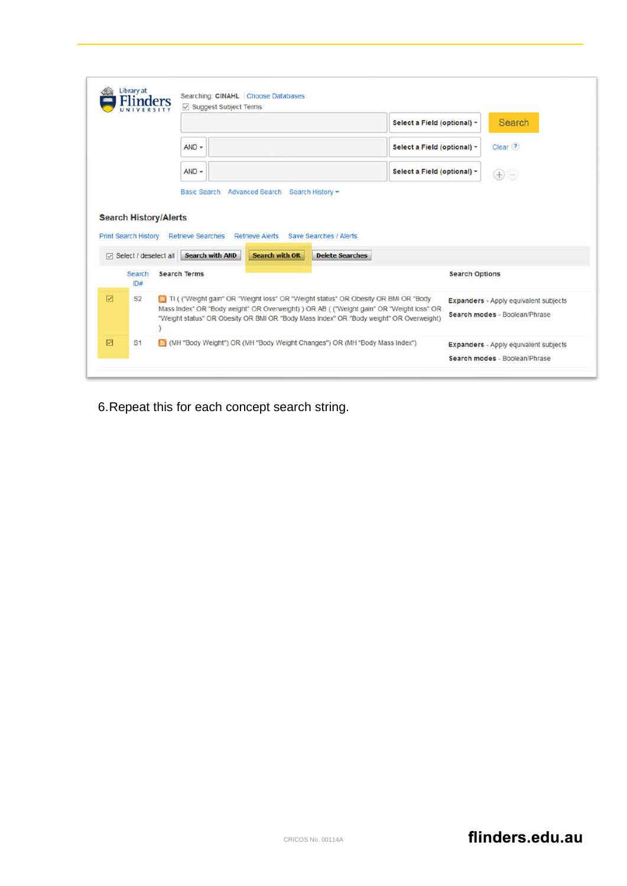Searching: CINAHL | Choose Databases

Suggest Subject Terms

Select a Field (optional) | Search

AND | Select a Field (optional) | Clear

AND | Select a Field (optional)

Basic Search | Advanced Search | Search History

**Search History/Alerts**

Print Search History | Retrieve Searches | Retrieve Alerts | Save Searches / Alerts

Select / deselect all | Search with AND | Search with OR | Delete Searches

| | Search ID# | Search Terms | Search Options |
|---|---|---|---|
| ☑ | S2 | TI ( ("Weight gain" OR "Weight loss" OR "Weight status" OR Obesity OR BMI OR "Body Mass Index" OR "Body weight" OR Overweight) ) OR AB ( ("Weight gain" OR "Weight loss" OR "Weight status" OR Obesity OR BMI OR "Body Mass Index" OR "Body weight" OR Overweight) ) | **Expanders** - Apply equivalent subjects<br>**Search modes** - Boolean/Phrase |
| ☑ | S1 | (MH "Body Weight") OR (MH "Body Weight Changes") OR (MH "Body Mass Index") | **Expanders** - Apply equivalent subjects<br>**Search modes** - Boolean/Phrase |

6. Repeat this for each concept search string.